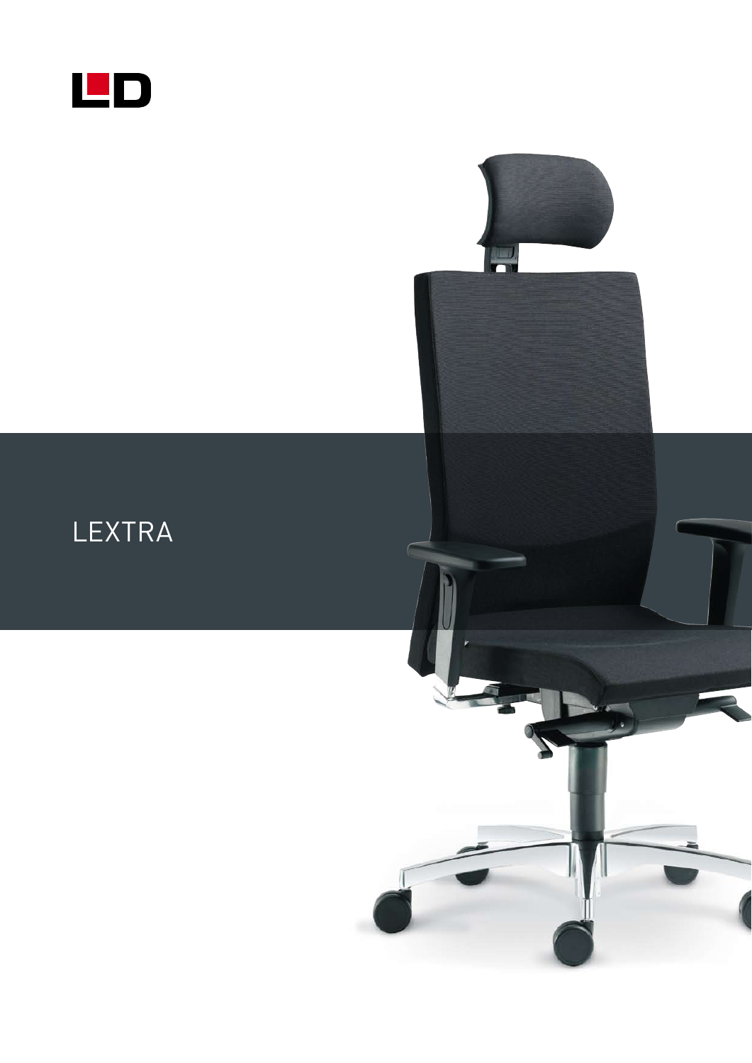# LEXTRA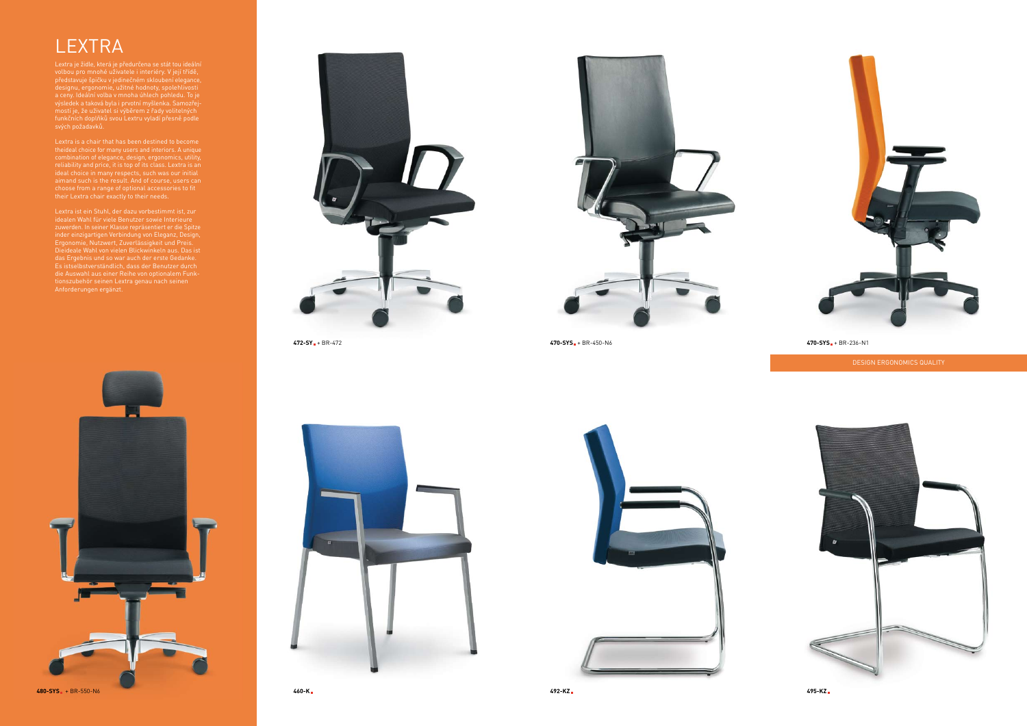# LEXTRA

Lextra je židle, která je předurčena se stát tou ideální volbou pro mnohé uživatele i interiéry. V její třídě, představuje špičku v jedinečném skloubení elegance, designu, ergonomie, užitné hodnoty, spolehlivosti a ceny. Ideální volba v mnoha úhlech pohledu. To je výsledek a taková byla i prvotní myšlenka. Samozřejmostí je, že uživatel si výběrem z řady volitelných funkčních doplňků svou Lextru vyladí přesně podle svých požadavků.

Lextra is a chair that has been destined to become theideal choice for many users and interiors. A unique combination of elegance, design, ergonomics, utility, reliability and price, it is top of its class. Lextra is an ideal choice in many respects, such was our initial aimand such is the result. And of course, users can choose from a range of optional accessories to fit their Lextra chair exactly to their needs.

Lextra ist ein Stuhl, der dazu vorbestimmt ist, zur idealen Wahl für viele Benutzer sowie Interieure zuwerden. In seiner Klasse repräsentiert er die Spitze inder einzigartigen Verbindung von Eleganz, Design, Ergonomie, Nutzwert, Zuverlässigkeit und Preis. Dieideale Wahl von vielen Blickwinkeln aus. Das ist das Ergebnis und so war auch der erste Gedanke. Es istselbstverständlich, dass der Benutzer durch die Auswahl aus einer Reihe von optionalem Funktionszubehör seinen Lextra genau nach seinen Anforderungen ergänzt.

**472-SY** + BR-472

**470-SYS** + BR-450-N6

**470-SYS** + BR-236-N1

DESIGN ERGONOMICS QUALITY

**480-SYS** + BR-550-N6

**460-K**

**492-KZ**

**495-KZ**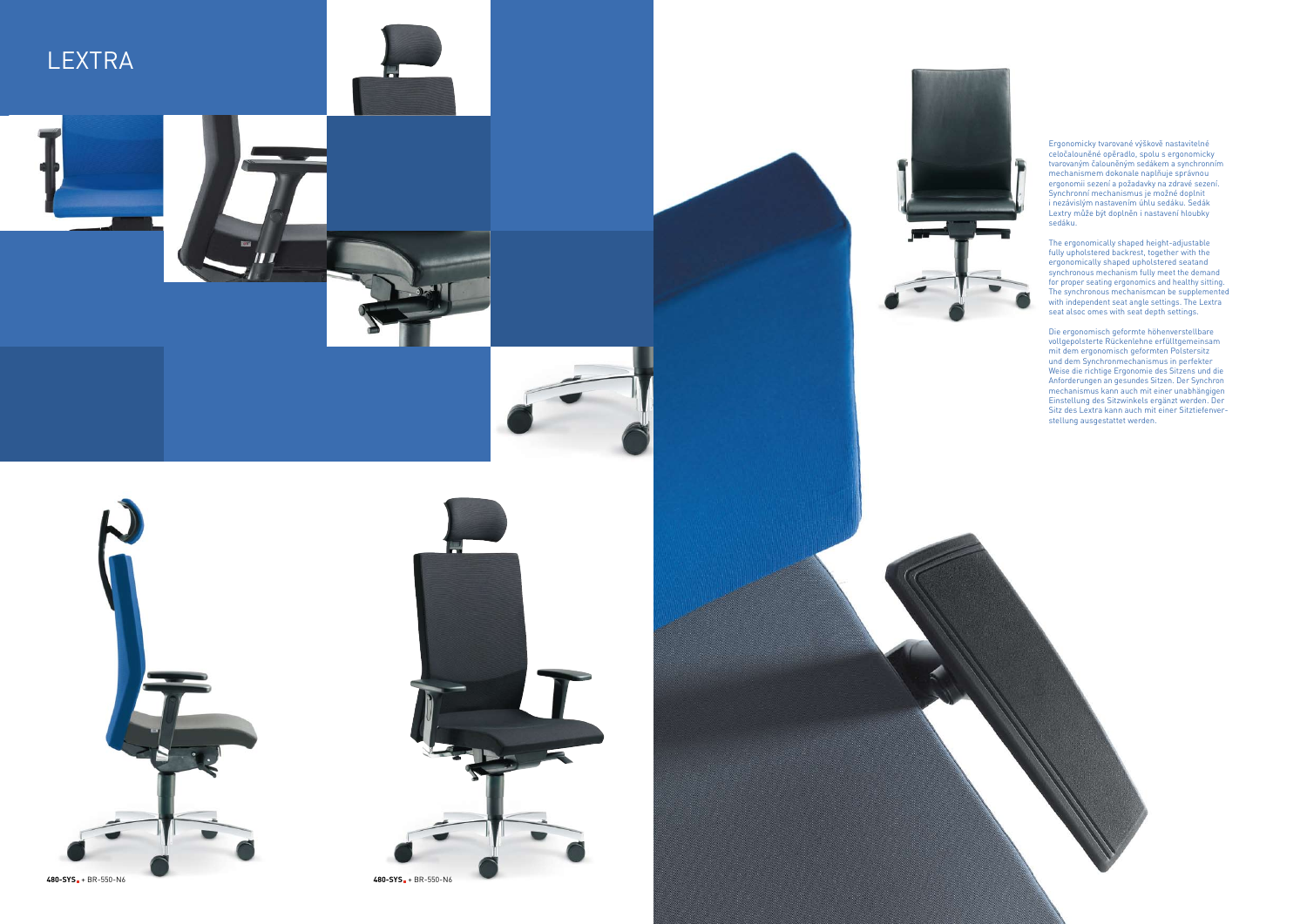# LEXTRA

Ergonomicky tvarované výškově nastavitelné celočalouněné opěradlo, spolu s ergonomicky tvarovaným čalouněným sedákem a synchronním mechanismem dokonale naplňuje správnou ergonomii sezení a požadavky na zdravé sezení. Synchronní mechanismus je možné doplnit i nezávislým nastavením úhlu sedáku. Sedák Lextry může být doplněn i nastavení hloubky sedáku.

The ergonomically shaped height-adjustable fully upholstered backrest, together with the ergonomically shaped upholstered seatand synchronous mechanism fully meet the demand for proper seating ergonomics and healthy sitting. The synchronous mechanismcan be supplemented with independent seat angle settings. The Lextra seat alsoc omes with seat depth settings.

Die ergonomisch geformte höhenverstellbare vollgepolsterte Rückenlehne erfülltgemeinsam mit dem ergonomisch geformten Polstersitz und dem Synchronmechanismus in perfekter Weise die richtige Ergonomie des Sitzens und die Anforderungen an gesundes Sitzen. Der Synchron mechanismus kann auch mit einer unabhängigen Einstellung des Sitzwinkels ergänzt werden. Der Sitz des Lextra kann auch mit einer Sitztiefenverstellung ausgestattet werden.

**480-SYS** + BR-550-N6

**480-SYS** + BR-550-N6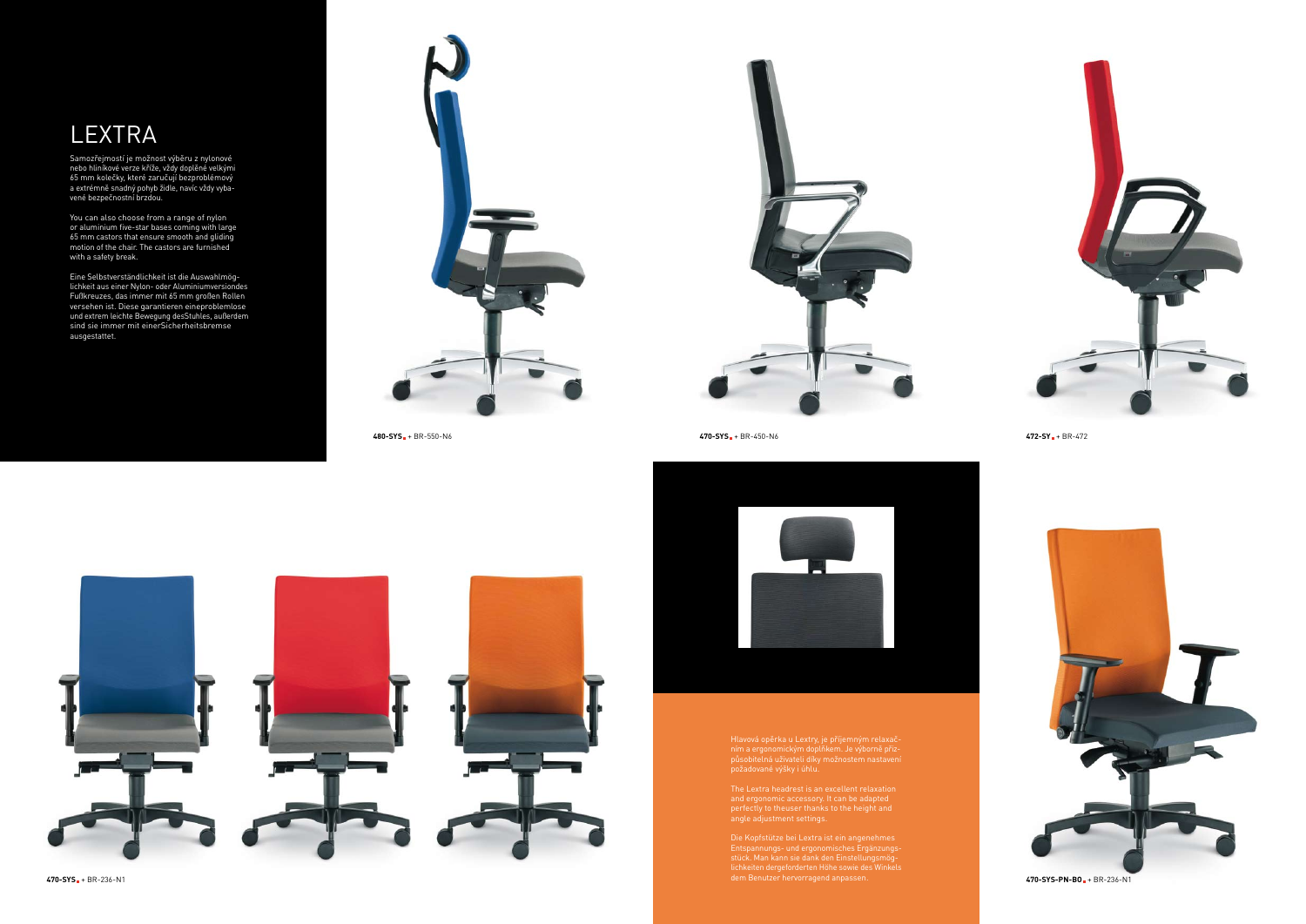# LEXTRA

Samozřejmostí je možnost výběru z nylonové nebo hliníkové verze kříže, vždy doplněné velkými 65 mm kolečky, které zaručují bezproblémový a extrémně snadný pohyb židle, navíc vždy vybavené bezpečnostní brzdou.

You can also choose from a range of nylon or aluminium five-star bases coming with large 65 mm castors that ensure smooth and gliding motion of the chair. The castors are furnished with a safety break.

Eine Selbstverständlichkeit ist die Auswahlmöglichkeit aus einer Nylon- oder Aluminiumversiondes Fußkreuzes, das immer mit 65 mm großen Rollen versehen ist. Diese garantieren eineproblemlose und extrem leichte Bewegung desStuhles, außerdem sind sie immer mit einerSicherheitsbremse ausgestattet.

**480-SYS** + BR-550-N6

**470-SYS** + BR-450-N6

**472-SY** + BR-472

**470-SYS** + BR-236-N1

Hlavová opěrka u Lextry, je příjemným relaxačním a ergonomickým doplňkem. Je výborně přizpůsobitelná uživateli díky možnostem nastavení požadované výšky i úhlu.

The Lextra headrest is an excellent relaxation and ergonomic accessory. It can be adapted perfectly to theuser thanks to the height and angle adjustment settings.

Die Kopfstütze bei Lextra ist ein angenehmes Entspannungs- und ergonomisches Ergänzungsstück. Man kann sie dank den Einstellungsmöglichkeiten dergeforderten Höhe sowie des Winkels dem Benutzer hervorragend anpassen.

**470-SYS-PN-BO** + BR-236-N1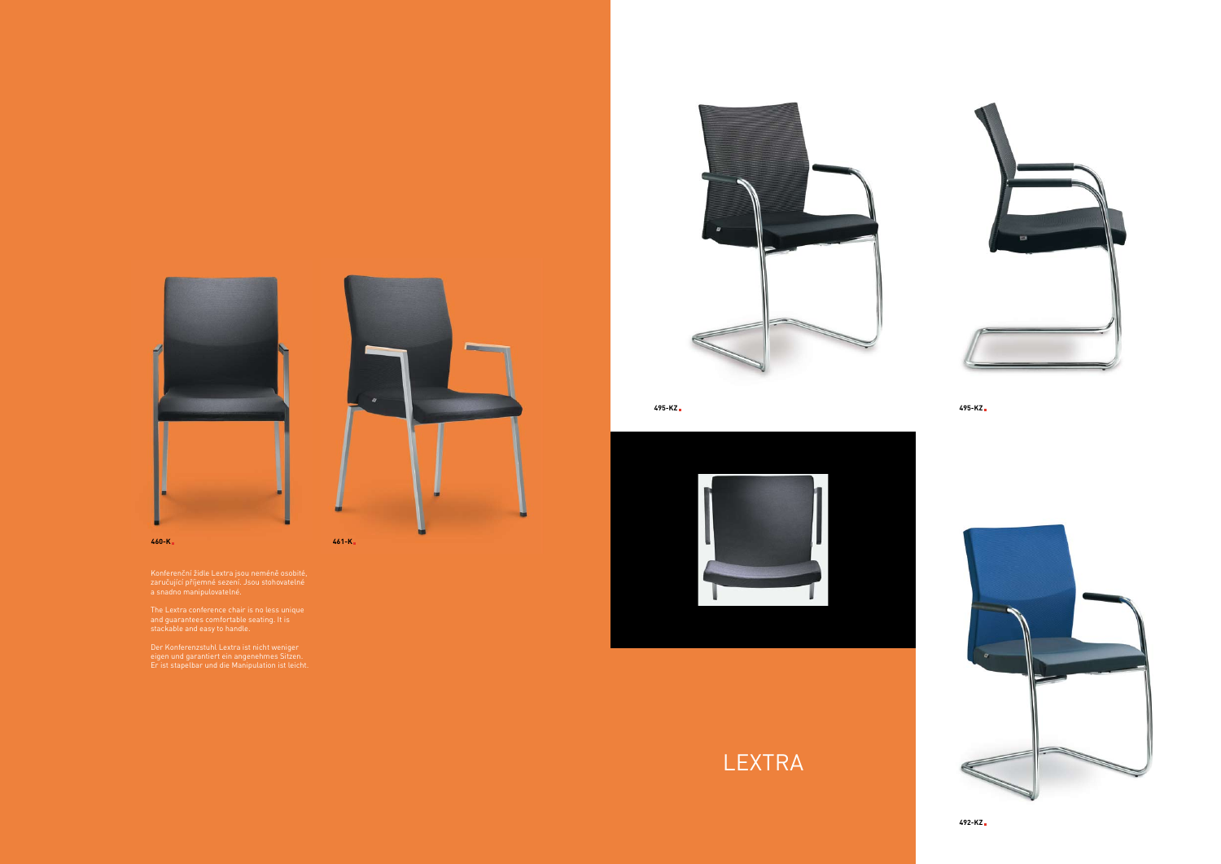460-K

461-K

Konferenční židle Lextra jsou neméně osobité, zaručující příjemné sezení. Jsou stohovatelné a snadno manipulovatelné.

The Lextra conference chair is no less unique and guarantees comfortable seating. It is stackable and easy to handle.

Der Konferenzstuhl Lextra ist nicht weniger eigen und garantiert ein angenehmes Sitzen. Er ist stapelbar und die Manipulation ist leicht.

495-KZ

495-KZ

# LEXTRA

492-KZ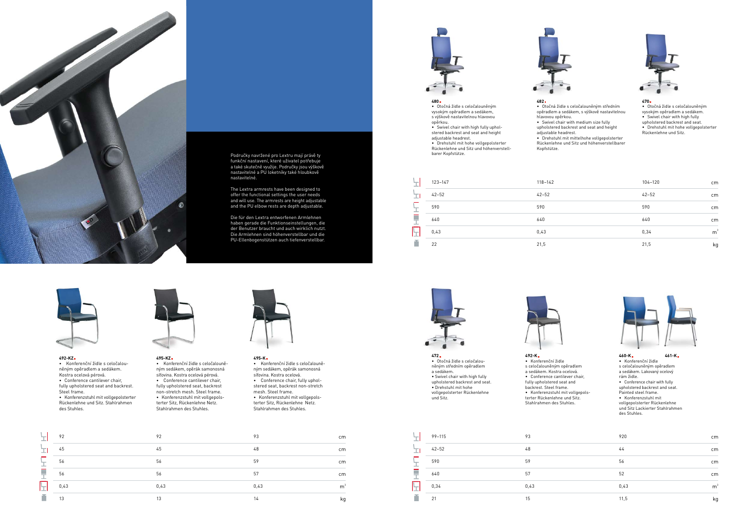Područky navržené pro Lextru mají právě ty funkční nastavení, které uživatel potřebuje a také skutečně využije. Područky jsou výškově nastavitelné a PU loketníky také hloubkově nastavitelné.

The Lextra armrests have been designed to offer the functional settings the user needs and will use. The armrests are height adjustable and the PU elbow rests are depth adjustable.

Die für den Lextra entworfenen Armlehnen haben gerade die Funktionseinstellungen, die der Benutzer braucht und auch wirklich nutzt. Die Armlehnen sind höhenverstellbar und die PU-Ellenbogenstützen auch tiefenverstellbar.

**480**
- Otočná židle s celočalouněným vysokým opěradlem a sedákem, s výškově nastavitelnou hlavovou opěrkou.
- Swivel chair with high fully upholstered backrest and seat and height adjustable headrest.
- Drehstuhl mit hohe vollgepolsterter Rückenlehne und Sitz und höhenverstellbarer Kopfstütze.

**482**
- Otočná židle s celočalouněným středním opěradlem a sedákem, s výškově nastavitelnou hlavovou opěrkou.
- Swivel chair with medium size fully upholstered backrest and seat and height adjustable headrest.
- Drehstuhl mit mittelhohe vollgepolsterter Rückenlehne und Sitz und höhenverstellbarer Kopfstütze.

**470**
- Otočná židle s celočalouněným vysokým opěradlem a sedákem.
- Swivel chair with high fully upholstered backrest and seat.
- Drehstuhl mit hohe vollgepolsterter Rückenlehne und Sitz.

| | 480 | 482 | 470 | |
|---|---|---|---|---|
| | 123–147 | 118–142 | 104–120 | cm |
| | 42–52 | 42–52 | 42–52 | cm |
| | 590 | 590 | 590 | cm |
| | 640 | 640 | 640 | cm |
| | 0,43 | 0,43 | 0,34 | m³ |
| | 22 | 21,5 | 21,5 | kg |

**492-KZ**
- Konferenční židle s celočalouněným opěradlem a sedákem. Kostra ocelová pérová.
- Conference cantilever chair, fully upholstered seat and backrest. Steel frame.
- Konferenzstuhl mit vollgepolsterter Rückenlehne und Sitz. Stahlrahmen des Stuhles.

**495-KZ**
- Konferenční židle s celočalouněným sedákem, opěrák samonosná síťovina. Kostra ocelová pérová.
- Conference cantilever chair, fully upholstered seat, backrest non-stretch mesh. Steel frame.
- Konferenzstuhl mit vollgepolsterter Sitz, Rückenlehne Netz. Stahlrahmen des Stuhles.

**495-K**
- Konferenční židle s celočalouněným sedákem, opěrák samonosná síťovina. Kostra ocelová.
- Conference chair, fully upholstered seat, backrest non-stretch mesh. Steel frame.
- Konferenzstuhl mit vollgepolsterter Sitz, Rückenlehne Netz. Stahlrahmen des Stuhles.

| | 492-KZ | 495-KZ | 495-K | |
|---|---|---|---|---|
| | 92 | 92 | 93 | cm |
| | 45 | 45 | 48 | cm |
| | 56 | 56 | 59 | cm |
| | 56 | 56 | 57 | cm |
| | 0,43 | 0,43 | 0,43 | m³ |
| | 13 | 13 | 14 | kg |

**472**
- Otočná židle s celočalouněným středním opěradlem a sedákem.
- Swivel chair with high fully upholstered backrest and seat.
- Drehstuhl mit hohe vollgepolsterter Rückenlehne und Sitz.

**492-K**
- Konferenční židle s celočalouněným opěradlem a sedákem. Kostra ocelová.
- Conference cantilever chair, fully upholstered seat and backrest. Steel frame.
- Konferenzstuhl mit vollgepolsterter Rückenlehne und Sitz. Stahlrahmen des Stuhles.

**460-K** **461-K**
- Konferenční židle s celočalouněným opěradlem a sedákem. Lakovaný ocelový rám židle.
- Conference chair with fully upholstered backrest and seat. Painted steel frame.
- Konferenzstuhl mit vollgepolsterter Rückenlehne und Sitz Lackierter Stahlrahmen des Stuhles.

| | 472 | 492-K | 460-K / 461-K | |
|---|---|---|---|---|
| | 99–115 | 93 | 920 | cm |
| | 42–52 | 48 | 44 | cm |
| | 590 | 59 | 56 | cm |
| | 640 | 57 | 52 | cm |
| | 0,34 | 0,43 | 0,43 | m³ |
| | 21 | 15 | 11,5 | kg |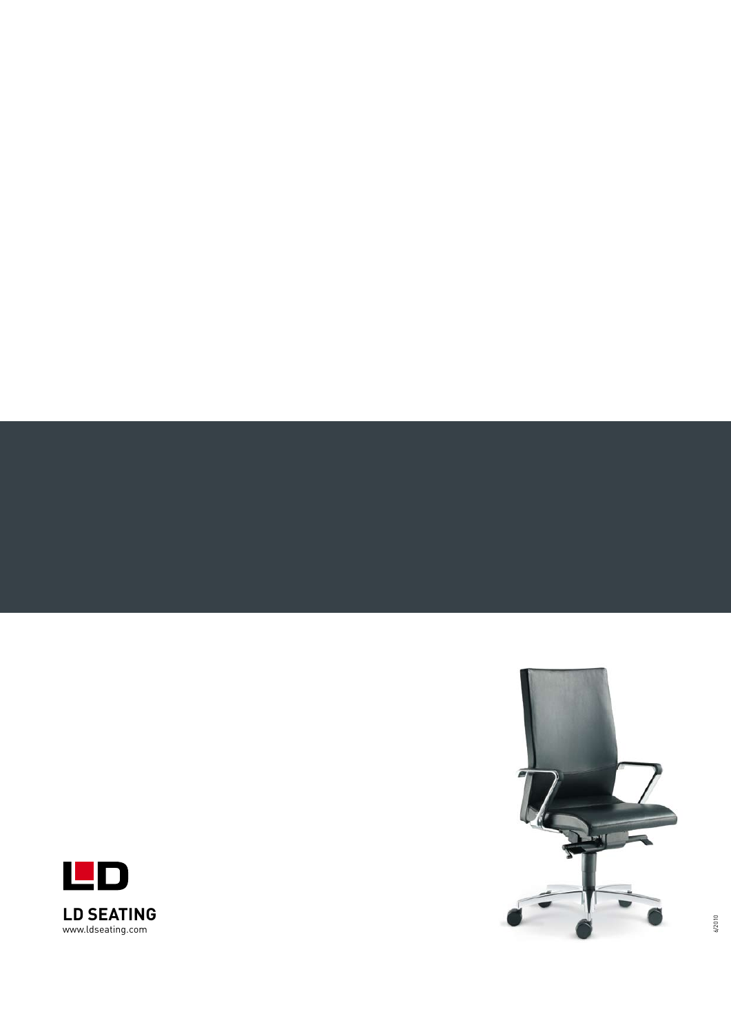LD SEATING
www.ldseating.com

6/2010